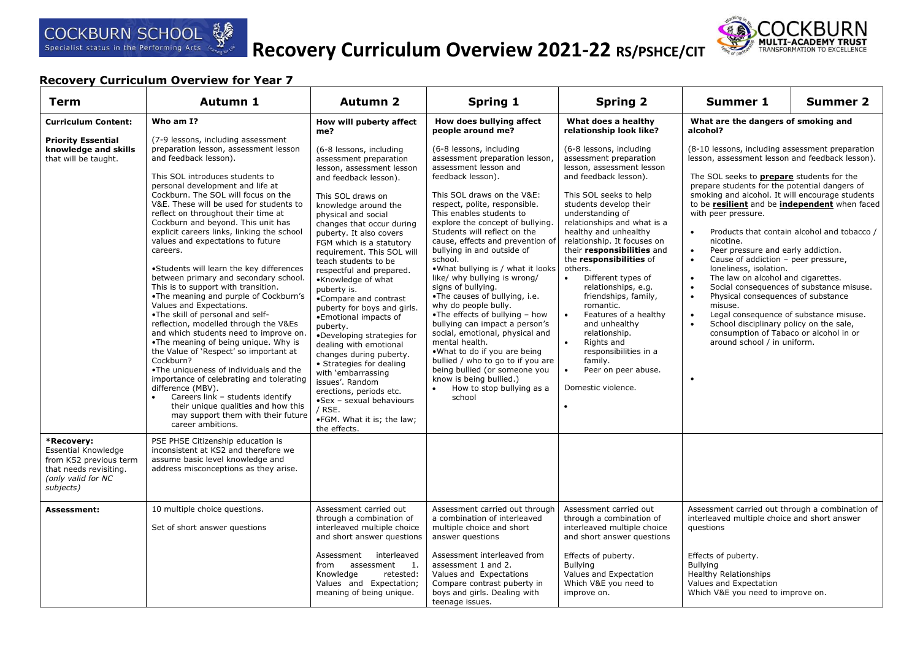# Recovery Curriculum Overview 2021-22 RS/PSHCE/CIT

## Recovery Curriculum Overview for Year 7

| Term | Autumn 1 | Autumn 2 | Spring 1 | Spring 2 | Summer 1 | Summer 2 |
|---|---|---|---|---|---|---|
| **Curriculum Content:**<br><br>**Priority Essential knowledge and skills** that will be taught. | **Who am I?**<br><br>(7-9 lessons, including assessment preparation lesson, assessment lesson and feedback lesson).<br><br>This SOL introduces students to personal development and life at Cockburn. The SOL will focus on the V&E. These will be used for students to reflect on throughout their time at Cockburn and beyond. This unit has explicit careers links, linking the school values and expectations to future careers.<br><br>•Students will learn the key differences between primary and secondary school. This is to support with transition.<br>•The meaning and purple of Cockburn's Values and Expectations.<br>•The skill of personal and self-reflection, modelled through the V&Es and which students need to improve on.<br>•The meaning of being unique. Why is the Value of 'Respect' so important at Cockburn?<br>•The uniqueness of individuals and the importance of celebrating and tolerating difference (MBV).<br>• Careers link – students identify their unique qualities and how this may support them with their future career ambitions. | **How will puberty affect me?**<br><br>(6-8 lessons, including assessment preparation lesson, assessment lesson and feedback lesson).<br><br>This SOL draws on knowledge around the physical and social changes that occur during puberty. It also covers FGM which is a statutory requirement. This SOL will teach students to be respectful and prepared.<br>•Knowledge of what puberty is.<br>•Compare and contrast puberty for boys and girls.<br>•Emotional impacts of puberty.<br>•Developing strategies for dealing with emotional changes during puberty.<br>• Strategies for dealing with 'embarrassing issues'. Random erections, periods etc.<br>•Sex – sexual behaviours / RSE.<br>•FGM. What it is; the law; the effects. | **How does bullying affect people around me?**<br><br>(6-8 lessons, including assessment preparation lesson, assessment lesson and feedback lesson).<br><br>This SOL draws on the V&E: respect, polite, responsible. This enables students to explore the concept of bullying. Students will reflect on the cause, effects and prevention of bullying in and outside of school.<br>•What bullying is / what it looks like/ why bullying is wrong/ signs of bullying.<br>•The causes of bullying, i.e. why do people bully.<br>•The effects of bullying – how bullying can impact a person's social, emotional, physical and mental health.<br>•What to do if you are being bullied / who to go to if you are being bullied (or someone you know is being bullied.)<br>• How to stop bullying as a school | **What does a healthy relationship look like?**<br><br>(6-8 lessons, including assessment preparation lesson, assessment lesson and feedback lesson).<br><br>This SOL seeks to help students develop their understanding of relationships and what is a healthy and unhealthy relationship. It focuses on their **responsibilities** and the **responsibilities** of others.<br>• Different types of relationships, e.g. friendships, family, romantic.<br>• Features of a healthy and unhealthy relationship.<br>• Rights and responsibilities in a family.<br>• Peer on peer abuse.<br><br>Domestic violence.<br><br>• | **What are the dangers of smoking and alcohol?**<br><br>(8-10 lessons, including assessment preparation lesson, assessment lesson and feedback lesson).<br><br>The SOL seeks to **prepare** students for the prepare students for the potential dangers of smoking and alcohol. It will encourage students to be **resilient** and be **independent** when faced with peer pressure.<br><br>• Products that contain alcohol and tobacco / nicotine.<br>• Peer pressure and early addiction.<br>• Cause of addiction – peer pressure, loneliness, isolation.<br>• The law on alcohol and cigarettes.<br>• Social consequences of substance misuse.<br>• Physical consequences of substance misuse.<br>• Legal consequence of substance misuse.<br>• School disciplinary policy on the sale, consumption of Tabaco or alcohol in or around school / in uniform.<br><br>• | |
| **\*Recovery:**<br>Essential Knowledge from KS2 previous term that needs revisiting.<br>*(only valid for NC subjects)* | PSE PHSE Citizenship education is inconsistent at KS2 and therefore we assume basic level knowledge and address misconceptions as they arise. | | | | | |
| **Assessment:** | 10 multiple choice questions.<br><br>Set of short answer questions | Assessment carried out through a combination of interleaved multiple choice and short answer questions<br><br>Assessment interleaved from assessment 1. Knowledge retested: Values and Expectation; meaning of being unique. | Assessment carried out through a combination of interleaved multiple choice and short answer questions<br><br>Assessment interleaved from assessment 1 and 2.<br>Values and Expectations<br>Compare contrast puberty in boys and girls. Dealing with teenage issues. | Assessment carried out through a combination of interleaved multiple choice and short answer questions<br><br>Effects of puberty.<br>Bullying<br>Values and Expectation<br>Which V&E you need to improve on. | Assessment carried out through a combination of interleaved multiple choice and short answer questions<br><br>Effects of puberty.<br>Bullying<br>Healthy Relationships<br>Values and Expectation<br>Which V&E you need to improve on. | |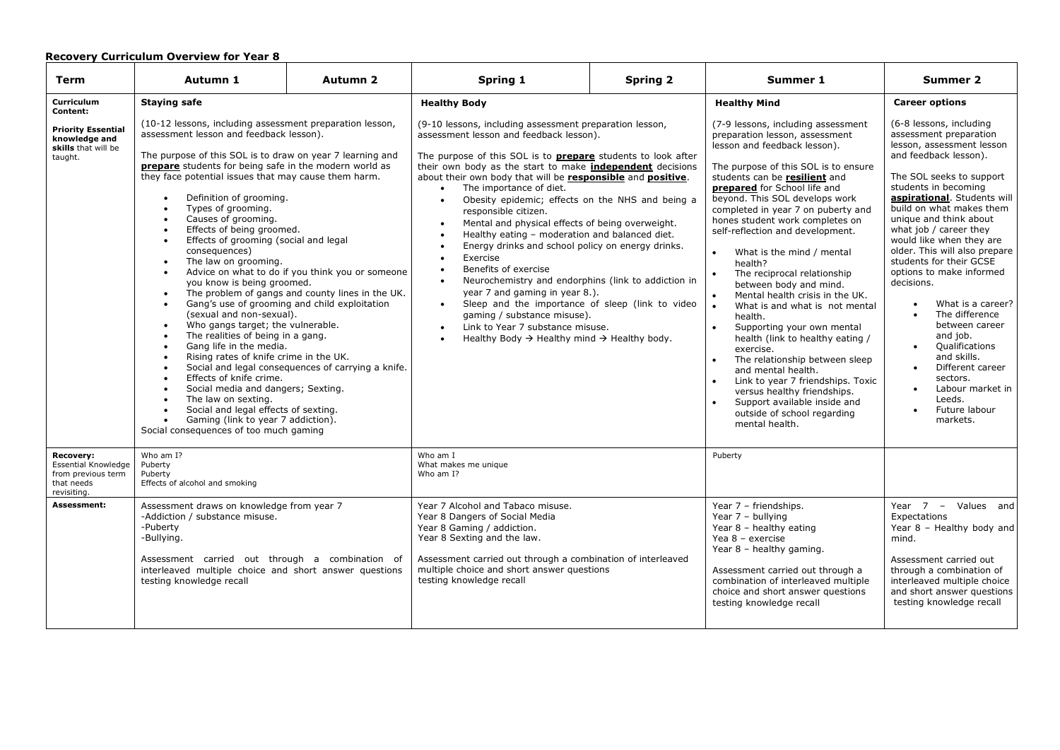**Recovery Curriculum Overview for Year 8**

| Term | Autumn 1 | Autumn 2 | Spring 1 | Spring 2 | Summer 1 | Summer 2 |
|---|---|---|---|---|---|---|
| **Curriculum Content:**<br><br>**Priority Essential knowledge and skills** that will be taught. | **Staying safe**<br><br>(10-12 lessons, including assessment preparation lesson, assessment lesson and feedback lesson).<br><br>The purpose of this SOL is to draw on year 7 learning and **prepare** students for being safe in the modern world as they face potential issues that may cause them harm.<br>• Definition of grooming.<br>• Types of grooming.<br>• Causes of grooming.<br>• Effects of being groomed.<br>• Effects of grooming (social and legal consequences)<br>• The law on grooming.<br>• Advice on what to do if you think you or someone you know is being groomed.<br>• The problem of gangs and county lines in the UK.<br>• Gang's use of grooming and child exploitation (sexual and non-sexual).<br>• Who gangs target; the vulnerable.<br>• The realities of being in a gang.<br>• Gang life in the media.<br>• Rising rates of knife crime in the UK.<br>• Social and legal consequences of carrying a knife.<br>• Effects of knife crime.<br>• Social media and dangers; Sexting.<br>• The law on sexting.<br>• Social and legal effects of sexting.<br>• Gaming (link to year 7 addiction).<br>Social consequences of too much gaming | | **Healthy Body**<br><br>(9-10 lessons, including assessment preparation lesson, assessment lesson and feedback lesson).<br><br>The purpose of this SOL is to **prepare** students to look after their own body as the start to make **independent** decisions about their own body that will be **responsible** and **positive**.<br>• The importance of diet.<br>• Obesity epidemic; effects on the NHS and being a responsible citizen.<br>• Mental and physical effects of being overweight.<br>• Healthy eating – moderation and balanced diet.<br>• Energy drinks and school policy on energy drinks.<br>• Exercise<br>• Benefits of exercise<br>• Neurochemistry and endorphins (link to addiction in year 7 and gaming in year 8.).<br>• Sleep and the importance of sleep (link to video gaming / substance misuse).<br>• Link to Year 7 substance misuse.<br>• Healthy Body → Healthy mind → Healthy body. | | **Healthy Mind**<br><br>(7-9 lessons, including assessment preparation lesson, assessment lesson and feedback lesson).<br><br>The purpose of this SOL is to ensure students can be **resilient** and **prepared** for School life and beyond. This SOL develops work completed in year 7 on puberty and hones student work completes on self-reflection and development.<br>• What is the mind / mental health?<br>• The reciprocal relationship between body and mind.<br>• Mental health crisis in the UK.<br>• What is and what is not mental health.<br>• Supporting your own mental health (link to healthy eating / exercise.<br>• The relationship between sleep and mental health.<br>• Link to year 7 friendships. Toxic versus healthy friendships.<br>• Support available inside and outside of school regarding mental health. | **Career options**<br><br>(6-8 lessons, including assessment preparation lesson, assessment lesson and feedback lesson).<br><br>The SOL seeks to support students in becoming **aspirational**. Students will build on what makes them unique and think about what job / career they would like when they are older. This will also prepare students for their GCSE options to make informed decisions.<br>• What is a career?<br>• The difference between career and job.<br>• Qualifications and skills.<br>• Different career sectors.<br>• Labour market in Leeds.<br>• Future labour markets. |
| **Recovery:** Essential Knowledge from previous term that needs revisiting. | Who am I?<br>Puberty<br>Puberty<br>Effects of alcohol and smoking | | Who am I<br>What makes me unique<br>Who am I? | | Puberty | |
| **Assessment:** | Assessment draws on knowledge from year 7<br>-Addiction / substance misuse.<br>-Puberty<br>-Bullying.<br><br>Assessment carried out through a combination of interleaved multiple choice and short answer questions testing knowledge recall | | Year 7 Alcohol and Tabaco misuse.<br>Year 8 Dangers of Social Media<br>Year 8 Gaming / addiction.<br>Year 8 Sexting and the law.<br><br>Assessment carried out through a combination of interleaved multiple choice and short answer questions testing knowledge recall | | Year 7 – friendships.<br>Year 7 – bullying<br>Year 8 – healthy eating<br>Yea 8 – exercise<br>Year 8 – healthy gaming.<br><br>Assessment carried out through a combination of interleaved multiple choice and short answer questions testing knowledge recall | Year 7 – Values and Expectations<br>Year 8 – Healthy body and mind.<br><br>Assessment carried out through a combination of interleaved multiple choice and short answer questions testing knowledge recall |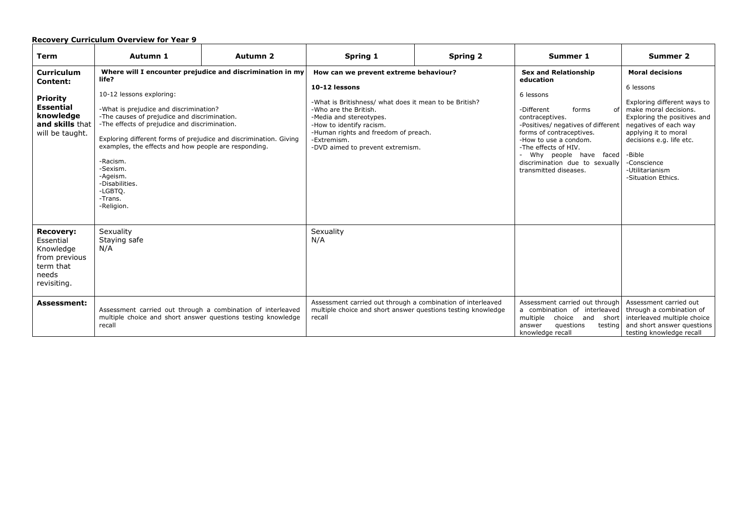**Recovery Curriculum Overview for Year 9**

| Term | Autumn 1 | Autumn 2 | Spring 1 | Spring 2 | Summer 1 | Summer 2 |
|---|---|---|---|---|---|---|
| **Curriculum Content:**<br><br>**Priority Essential knowledge and skills** that will be taught. | **Where will I encounter prejudice and discrimination in my life?**<br><br>10-12 lessons exploring:<br><br>-What is prejudice and discrimination?<br>-The causes of prejudice and discrimination.<br>-The effects of prejudice and discrimination.<br><br>Exploring different forms of prejudice and discrimination. Giving examples, the effects and how people are responding.<br><br>-Racism.<br>-Sexism.<br>-Ageism.<br>-Disabilities.<br>-LGBTQ.<br>-Trans.<br>-Religion. | | **How can we prevent extreme behaviour?**<br><br>**10-12 lessons**<br><br>-What is Britishness/ what does it mean to be British?<br>-Who are the British.<br>-Media and stereotypes.<br>-How to identify racism.<br>-Human rights and freedom of preach.<br>-Extremism.<br>-DVD aimed to prevent extremism. | | **Sex and Relationship education**<br><br>6 lessons<br><br>-Different forms of contraceptives.<br>-Positives/ negatives of different forms of contraceptives.<br>-How to use a condom.<br>-The effects of HIV.<br>- Why people have faced discrimination due to sexually transmitted diseases. | **Moral decisions**<br><br>6 lessons<br><br>Exploring different ways to make moral decisions. Exploring the positives and negatives of each way applying it to moral decisions e.g. life etc.<br><br>-Bible<br>-Conscience<br>-Utilitarianism<br>-Situation Ethics. |
| **Recovery:** Essential Knowledge from previous term that needs revisiting. | Sexuality<br>Staying safe<br>N/A | | Sexuality<br>N/A | | | |
| **Assessment:** | Assessment carried out through a combination of interleaved multiple choice and short answer questions testing knowledge recall | | Assessment carried out through a combination of interleaved multiple choice and short answer questions testing knowledge recall | | Assessment carried out through a combination of interleaved multiple choice and short answer questions testing knowledge recall | Assessment carried out through a combination of interleaved multiple choice and short answer questions testing knowledge recall |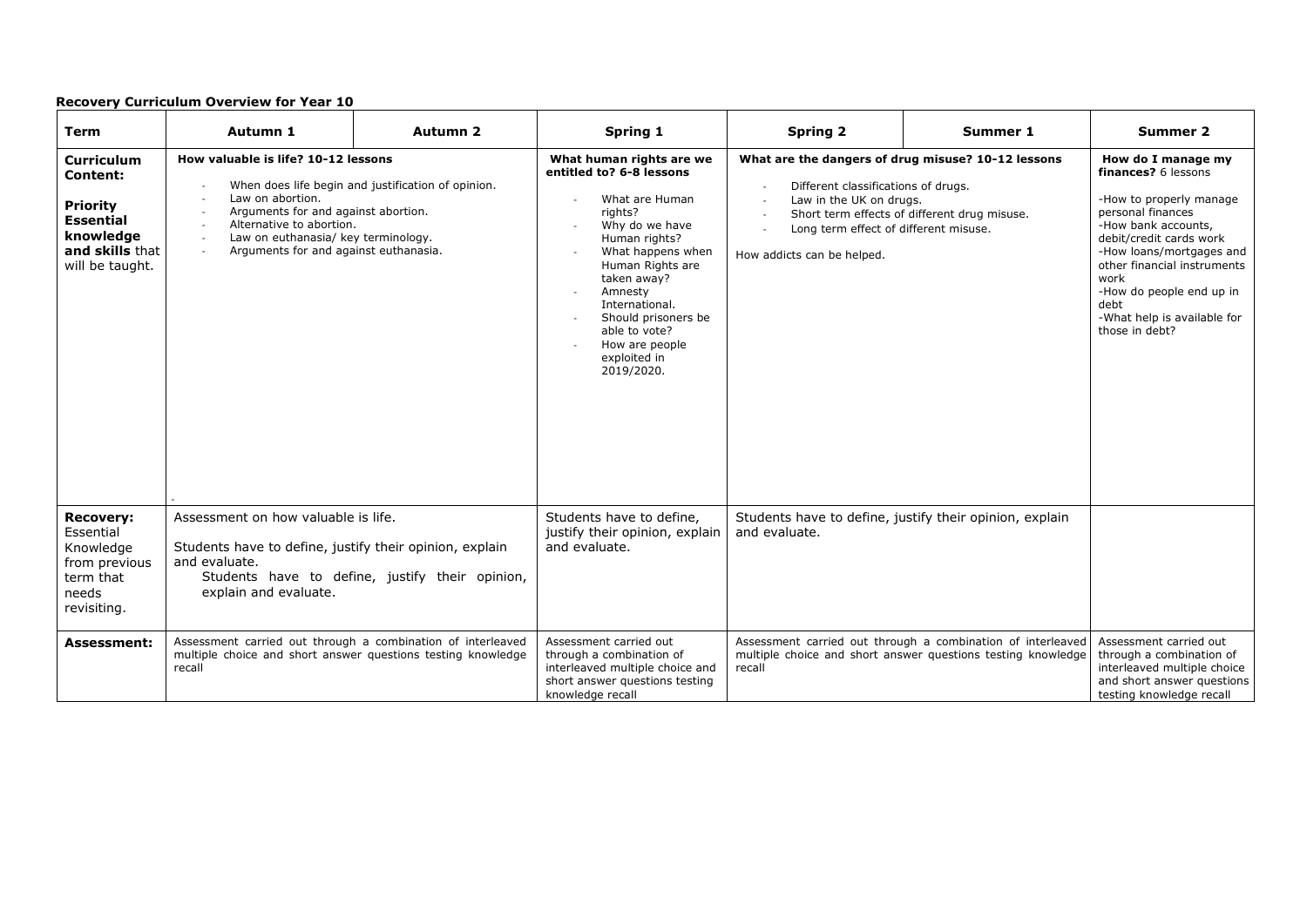**Recovery Curriculum Overview for Year 10**

| Term | Autumn 1 | Autumn 2 | Spring 1 | Spring 2 | Summer 1 | Summer 2 |
|---|---|---|---|---|---|---|
| **Curriculum Content:**<br><br>**Priority Essential knowledge and skills** that will be taught. | **How valuable is life? 10-12 lessons**<br><br>- When does life begin and justification of opinion.<br>- Law on abortion.<br>- Arguments for and against abortion.<br>- Alternative to abortion.<br>- Law on euthanasia/ key terminology.<br>- Arguments for and against euthanasia.<br><br>- | | **What human rights are we entitled to? 6-8 lessons**<br><br>- What are Human rights?<br>- Why do we have Human rights?<br>- What happens when Human Rights are taken away?<br>- Amnesty International.<br>- Should prisoners be able to vote?<br>- How are people exploited in 2019/2020. | **What are the dangers of drug misuse? 10-12 lessons**<br><br>- Different classifications of drugs.<br>- Law in the UK on drugs.<br>- Short term effects of different drug misuse.<br>- Long term effect of different misuse.<br><br>How addicts can be helped. | | **How do I manage my finances?** 6 lessons<br><br>-How to properly manage personal finances<br>-How bank accounts, debit/credit cards work<br>-How loans/mortgages and other financial instruments work<br>-How do people end up in debt<br>-What help is available for those in debt? |
| **Recovery:** Essential Knowledge from previous term that needs revisiting. | Assessment on how valuable is life.<br><br>Students have to define, justify their opinion, explain and evaluate.<br>Students have to define, justify their opinion, explain and evaluate. | | Students have to define, justify their opinion, explain and evaluate. | Students have to define, justify their opinion, explain and evaluate. | | |
| **Assessment:** | Assessment carried out through a combination of interleaved multiple choice and short answer questions testing knowledge recall | | Assessment carried out through a combination of interleaved multiple choice and short answer questions testing knowledge recall | Assessment carried out through a combination of interleaved multiple choice and short answer questions testing knowledge recall | | Assessment carried out through a combination of interleaved multiple choice and short answer questions testing knowledge recall |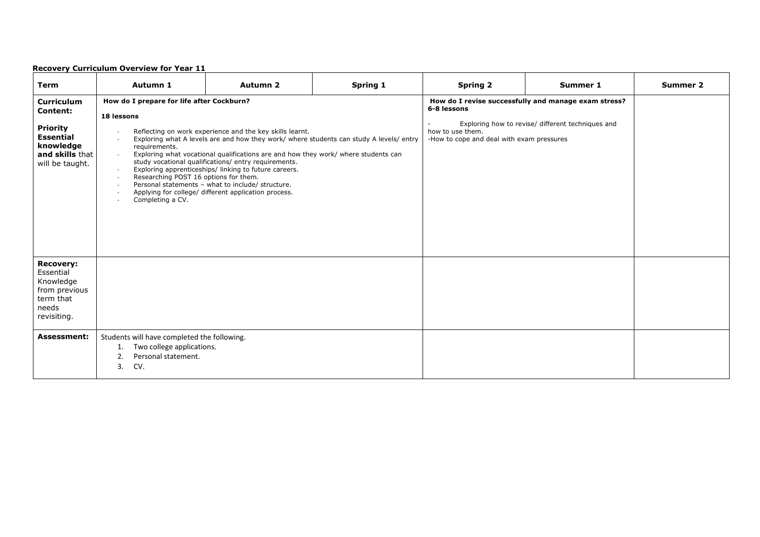**Recovery Curriculum Overview for Year 11**

| Term | Autumn 1 | Autumn 2 | Spring 1 | Spring 2 | Summer 1 | Summer 2 |
|---|---|---|---|---|---|---|
| **Curriculum Content:**<br><br>**Priority Essential knowledge and skills** that will be taught. | **How do I prepare for life after Cockburn?**<br><br>**18 lessons**<br><br>- Reflecting on work experience and the key skills learnt.<br>- Exploring what A levels are and how they work/ where students can study A levels/ entry requirements.<br>- Exploring what vocational qualifications are and how they work/ where students can study vocational qualifications/ entry requirements.<br>- Exploring apprenticeships/ linking to future careers.<br>- Researching POST 16 options for them.<br>- Personal statements – what to include/ structure.<br>- Applying for college/ different application process.<br>- Completing a CV. | | | **How do I revise successfully and manage exam stress?**<br>**6-8 lessons**<br><br>- Exploring how to revise/ different techniques and how to use them.<br>-How to cope and deal with exam pressures | | |
| **Recovery:** Essential Knowledge from previous term that needs revisiting. | | | | | | |
| **Assessment:** | Students will have completed the following.<br>1. Two college applications.<br>2. Personal statement.<br>3. CV. | | | | | |